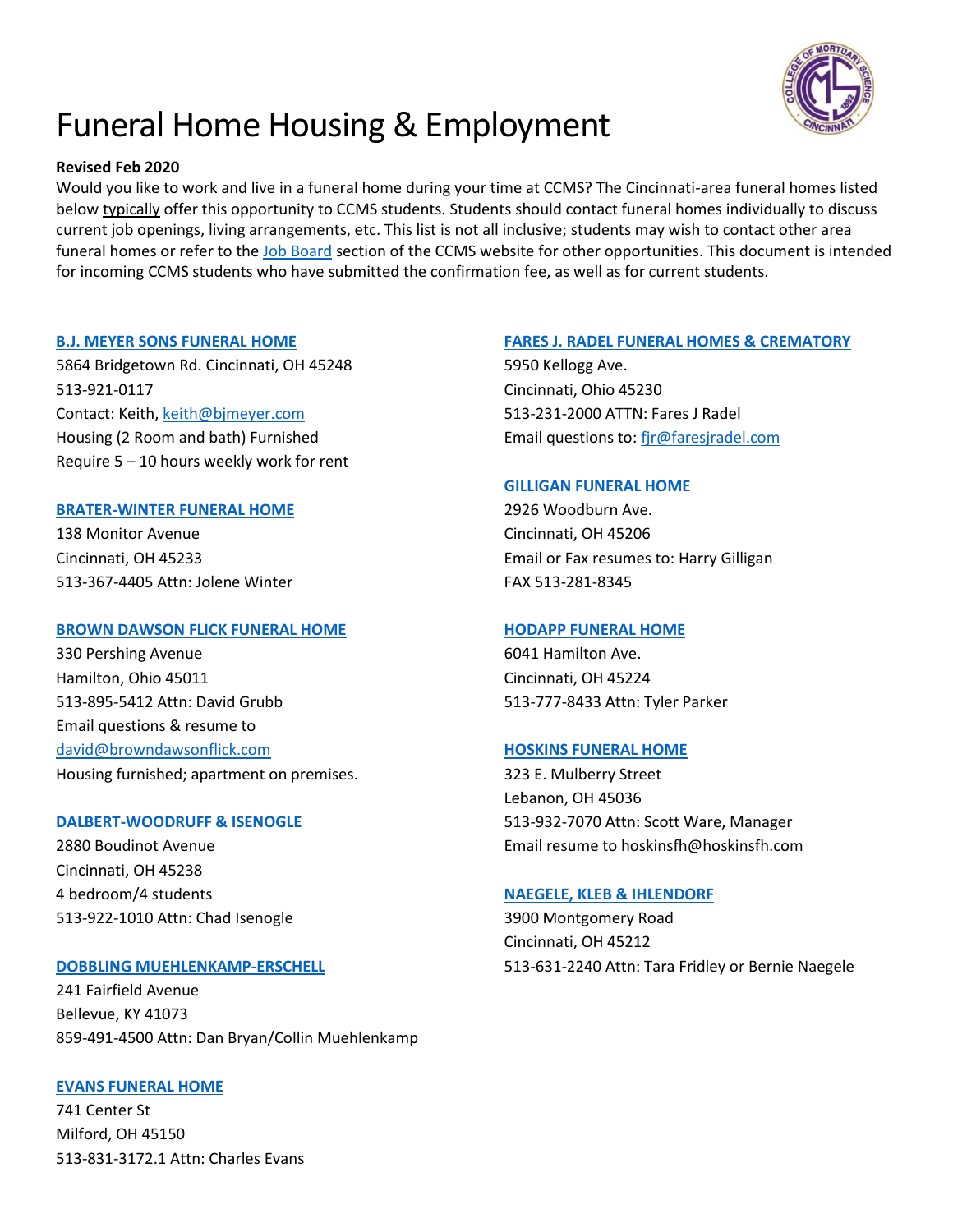# Funeral Home Housing & Employment

**Revised Feb 2020**

Would you like to work and live in a funeral home during your time at CCMS? The Cincinnati-area funeral homes listed below typically offer this opportunity to CCMS students. Students should contact funeral homes individually to discuss current job openings, living arrangements, etc. This list is not all inclusive; students may wish to contact other area funeral homes or refer to the Job Board section of the CCMS website for other opportunities. This document is intended for incoming CCMS students who have submitted the confirmation fee, as well as for current students.

**B.J. MEYER SONS FUNERAL HOME**
5864 Bridgetown Rd. Cincinnati, OH 45248
513-921-0117
Contact: Keith, keith@bjmeyer.com
Housing (2 Room and bath) Furnished
Require 5 – 10 hours weekly work for rent

**BRATER-WINTER FUNERAL HOME**
138 Monitor Avenue
Cincinnati, OH 45233
513-367-4405 Attn: Jolene Winter

**BROWN DAWSON FLICK FUNERAL HOME**
330 Pershing Avenue
Hamilton, Ohio 45011
513-895-5412 Attn: David Grubb
Email questions & resume to
david@browndawsonflick.com
Housing furnished; apartment on premises.

**DALBERT-WOODRUFF & ISENOGLE**
2880 Boudinot Avenue
Cincinnati, OH 45238
4 bedroom/4 students
513-922-1010 Attn: Chad Isenogle

**DOBBLING MUEHLENKAMP-ERSCHELL**
241 Fairfield Avenue
Bellevue, KY 41073
859-491-4500 Attn: Dan Bryan/Collin Muehlenkamp

**EVANS FUNERAL HOME**
741 Center St
Milford, OH 45150
513-831-3172.1 Attn: Charles Evans

**FARES J. RADEL FUNERAL HOMES & CREMATORY**
5950 Kellogg Ave.
Cincinnati, Ohio 45230
513-231-2000 ATTN: Fares J Radel
Email questions to: fjr@faresjradel.com

**GILLIGAN FUNERAL HOME**
2926 Woodburn Ave.
Cincinnati, OH 45206
Email or Fax resumes to: Harry Gilligan
FAX 513-281-8345

**HODAPP FUNERAL HOME**
6041 Hamilton Ave.
Cincinnati, OH 45224
513-777-8433 Attn: Tyler Parker

**HOSKINS FUNERAL HOME**
323 E. Mulberry Street
Lebanon, OH 45036
513-932-7070 Attn: Scott Ware, Manager
Email resume to hoskinsfh@hoskinsfh.com

**NAEGELE, KLEB & IHLENDORF**
3900 Montgomery Road
Cincinnati, OH 45212
513-631-2240 Attn: Tara Fridley or Bernie Naegele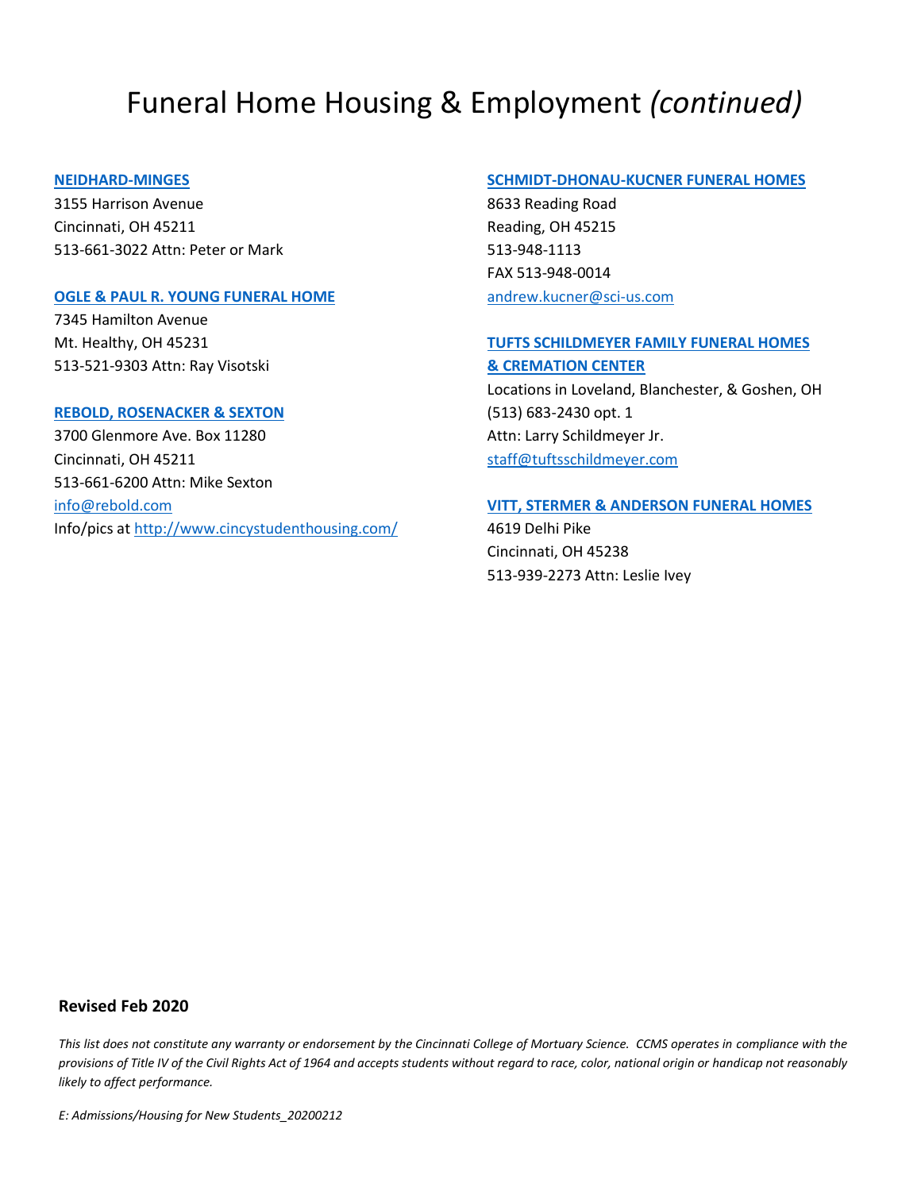# Funeral Home Housing & Employment *(continued)*

**NEIDHARD-MINGES**
3155 Harrison Avenue
Cincinnati, OH 45211
513-661-3022 Attn: Peter or Mark

**OGLE & PAUL R. YOUNG FUNERAL HOME**
7345 Hamilton Avenue
Mt. Healthy, OH 45231
513-521-9303 Attn: Ray Visotski

**REBOLD, ROSENACKER & SEXTON**
3700 Glenmore Ave. Box 11280
Cincinnati, OH 45211
513-661-6200 Attn: Mike Sexton
info@rebold.com
Info/pics at http://www.cincystudenthousing.com/

**SCHMIDT-DHONAU-KUCNER FUNERAL HOMES**
8633 Reading Road
Reading, OH 45215
513-948-1113
FAX 513-948-0014
andrew.kucner@sci-us.com

**TUFTS SCHILDMEYER FAMILY FUNERAL HOMES & CREMATION CENTER**
Locations in Loveland, Blanchester, & Goshen, OH
(513) 683-2430 opt. 1
Attn: Larry Schildmeyer Jr.
staff@tuftsschildmeyer.com

**VITT, STERMER & ANDERSON FUNERAL HOMES**
4619 Delhi Pike
Cincinnati, OH 45238
513-939-2273 Attn: Leslie Ivey

**Revised Feb 2020**

*This list does not constitute any warranty or endorsement by the Cincinnati College of Mortuary Science. CCMS operates in compliance with the provisions of Title IV of the Civil Rights Act of 1964 and accepts students without regard to race, color, national origin or handicap not reasonably likely to affect performance.*

*E: Admissions/Housing for New Students_20200212*